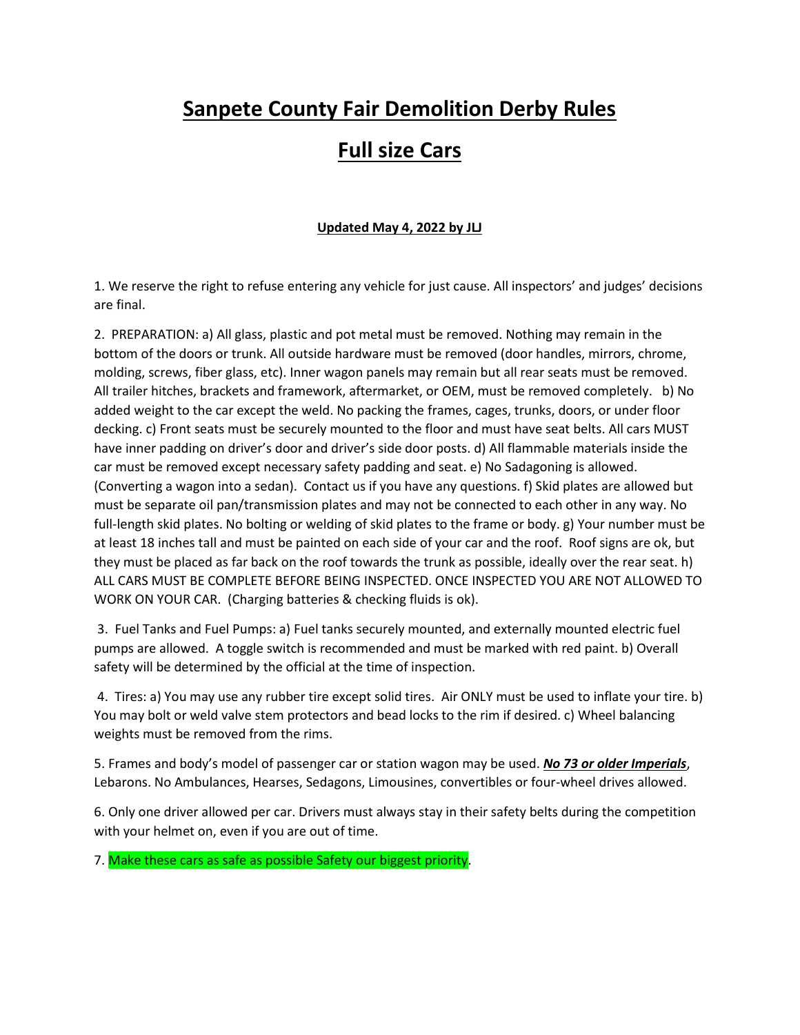# Sanpete County Fair Demolition Derby Rules

# Full size Cars

**Updated May 4, 2022 by JLJ**

1. We reserve the right to refuse entering any vehicle for just cause. All inspectors' and judges' decisions are final.

2. PREPARATION: a) All glass, plastic and pot metal must be removed. Nothing may remain in the bottom of the doors or trunk. All outside hardware must be removed (door handles, mirrors, chrome, molding, screws, fiber glass, etc). Inner wagon panels may remain but all rear seats must be removed. All trailer hitches, brackets and framework, aftermarket, or OEM, must be removed completely. b) No added weight to the car except the weld. No packing the frames, cages, trunks, doors, or under floor decking. c) Front seats must be securely mounted to the floor and must have seat belts. All cars MUST have inner padding on driver's door and driver's side door posts. d) All flammable materials inside the car must be removed except necessary safety padding and seat. e) No Sadagoning is allowed. (Converting a wagon into a sedan). Contact us if you have any questions. f) Skid plates are allowed but must be separate oil pan/transmission plates and may not be connected to each other in any way. No full-length skid plates. No bolting or welding of skid plates to the frame or body. g) Your number must be at least 18 inches tall and must be painted on each side of your car and the roof. Roof signs are ok, but they must be placed as far back on the roof towards the trunk as possible, ideally over the rear seat. h) ALL CARS MUST BE COMPLETE BEFORE BEING INSPECTED. ONCE INSPECTED YOU ARE NOT ALLOWED TO WORK ON YOUR CAR. (Charging batteries & checking fluids is ok).

3. Fuel Tanks and Fuel Pumps: a) Fuel tanks securely mounted, and externally mounted electric fuel pumps are allowed. A toggle switch is recommended and must be marked with red paint. b) Overall safety will be determined by the official at the time of inspection.

4. Tires: a) You may use any rubber tire except solid tires. Air ONLY must be used to inflate your tire. b) You may bolt or weld valve stem protectors and bead locks to the rim if desired. c) Wheel balancing weights must be removed from the rims.

5. Frames and body's model of passenger car or station wagon may be used. ***No 73 or older Imperials***, Lebarons. No Ambulances, Hearses, Sedagons, Limousines, convertibles or four-wheel drives allowed.

6. Only one driver allowed per car. Drivers must always stay in their safety belts during the competition with your helmet on, even if you are out of time.

7. Make these cars as safe as possible Safety our biggest priority.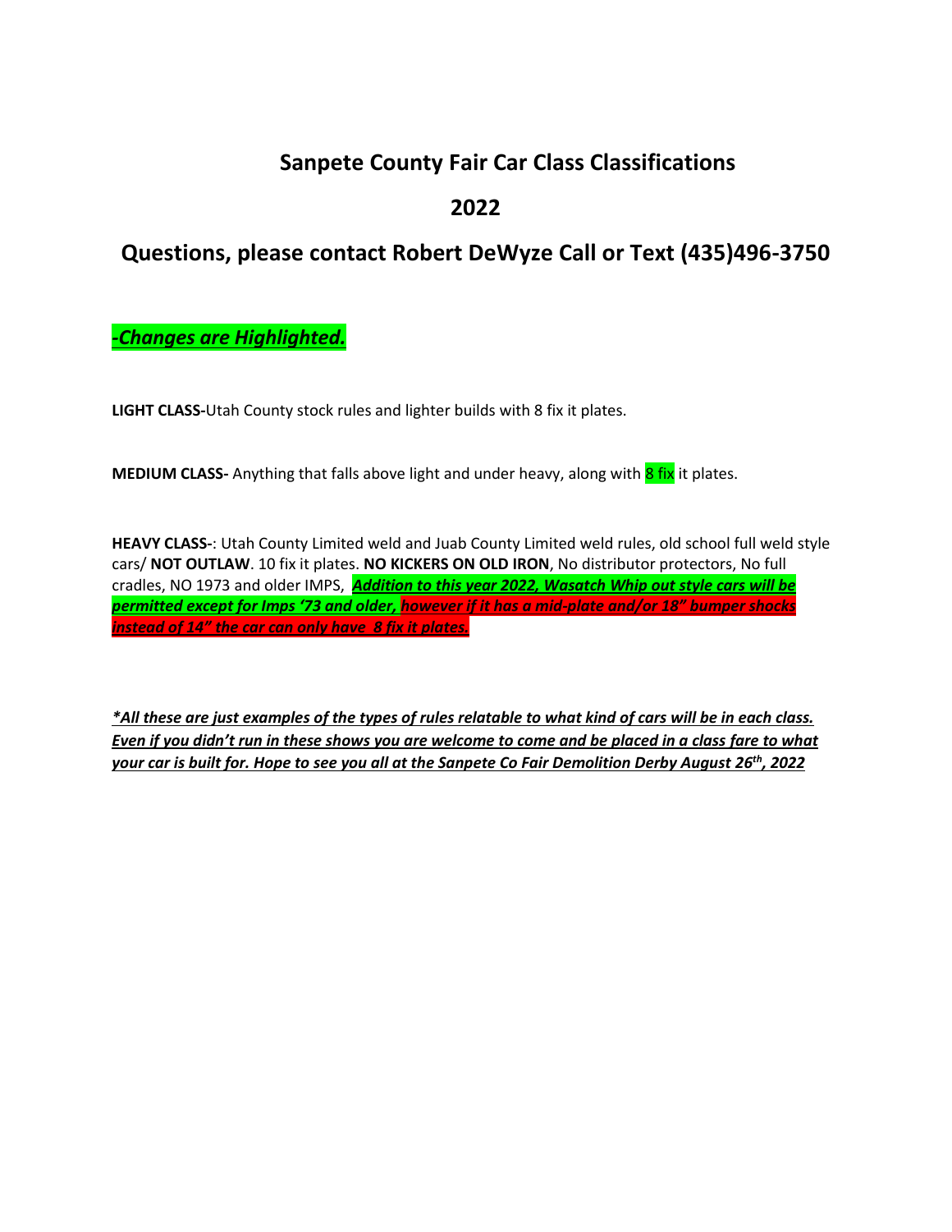# Sanpete County Fair Car Class Classifications

## 2022

## Questions, please contact Robert DeWyze Call or Text (435)496-3750

***-Changes are Highlighted.***

**LIGHT CLASS-**Utah County stock rules and lighter builds with 8 fix it plates.

**MEDIUM CLASS-** Anything that falls above light and under heavy, along with 8 fix it plates.

**HEAVY CLASS-**: Utah County Limited weld and Juab County Limited weld rules, old school full weld style cars/ **NOT OUTLAW**. 10 fix it plates. **NO KICKERS ON OLD IRON**, No distributor protectors, No full cradles, NO 1973 and older IMPS, ***Addition to this year 2022, Wasatch Whip out style cars will be permitted except for Imps '73 and older, however if it has a mid-plate and/or 18" bumper shocks instead of 14" the car can only have 8 fix it plates.***

***\*All these are just examples of the types of rules relatable to what kind of cars will be in each class. Even if you didn't run in these shows you are welcome to come and be placed in a class fare to what your car is built for. Hope to see you all at the Sanpete Co Fair Demolition Derby August 26th, 2022***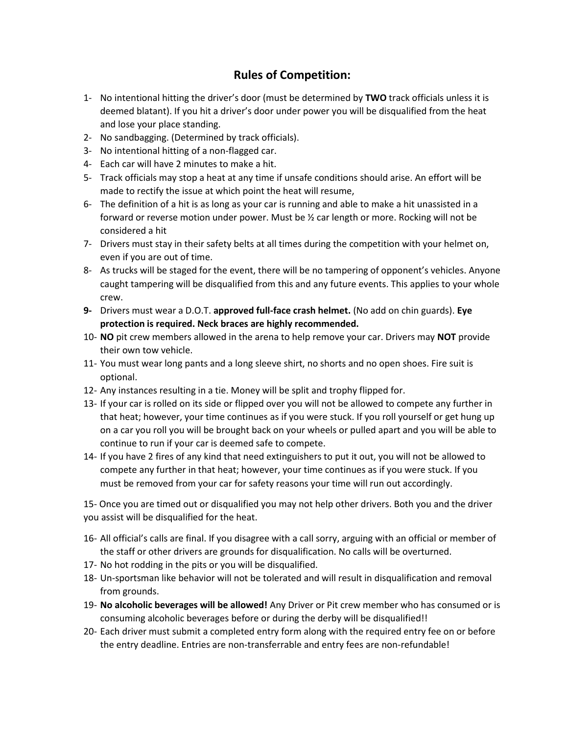# Rules of Competition:

1- No intentional hitting the driver's door (must be determined by **TWO** track officials unless it is deemed blatant). If you hit a driver's door under power you will be disqualified from the heat and lose your place standing.

2- No sandbagging. (Determined by track officials).

3- No intentional hitting of a non-flagged car.

4- Each car will have 2 minutes to make a hit.

5- Track officials may stop a heat at any time if unsafe conditions should arise. An effort will be made to rectify the issue at which point the heat will resume,

6- The definition of a hit is as long as your car is running and able to make a hit unassisted in a forward or reverse motion under power. Must be ½ car length or more. Rocking will not be considered a hit

7- Drivers must stay in their safety belts at all times during the competition with your helmet on, even if you are out of time.

8- As trucks will be staged for the event, there will be no tampering of opponent's vehicles. Anyone caught tampering will be disqualified from this and any future events. This applies to your whole crew.

**9-** Drivers must wear a D.O.T. **approved full-face crash helmet.** (No add on chin guards). **Eye protection is required. Neck braces are highly recommended.**

10- **NO** pit crew members allowed in the arena to help remove your car. Drivers may **NOT** provide their own tow vehicle.

11- You must wear long pants and a long sleeve shirt, no shorts and no open shoes. Fire suit is optional.

12- Any instances resulting in a tie. Money will be split and trophy flipped for.

13- If your car is rolled on its side or flipped over you will not be allowed to compete any further in that heat; however, your time continues as if you were stuck. If you roll yourself or get hung up on a car you roll you will be brought back on your wheels or pulled apart and you will be able to continue to run if your car is deemed safe to compete.

14- If you have 2 fires of any kind that need extinguishers to put it out, you will not be allowed to compete any further in that heat; however, your time continues as if you were stuck. If you must be removed from your car for safety reasons your time will run out accordingly.

15- Once you are timed out or disqualified you may not help other drivers. Both you and the driver you assist will be disqualified for the heat.

16- All official's calls are final. If you disagree with a call sorry, arguing with an official or member of the staff or other drivers are grounds for disqualification. No calls will be overturned.

17- No hot rodding in the pits or you will be disqualified.

18- Un-sportsman like behavior will not be tolerated and will result in disqualification and removal from grounds.

19- **No alcoholic beverages will be allowed!** Any Driver or Pit crew member who has consumed or is consuming alcoholic beverages before or during the derby will be disqualified!!

20- Each driver must submit a completed entry form along with the required entry fee on or before the entry deadline. Entries are non-transferrable and entry fees are non-refundable!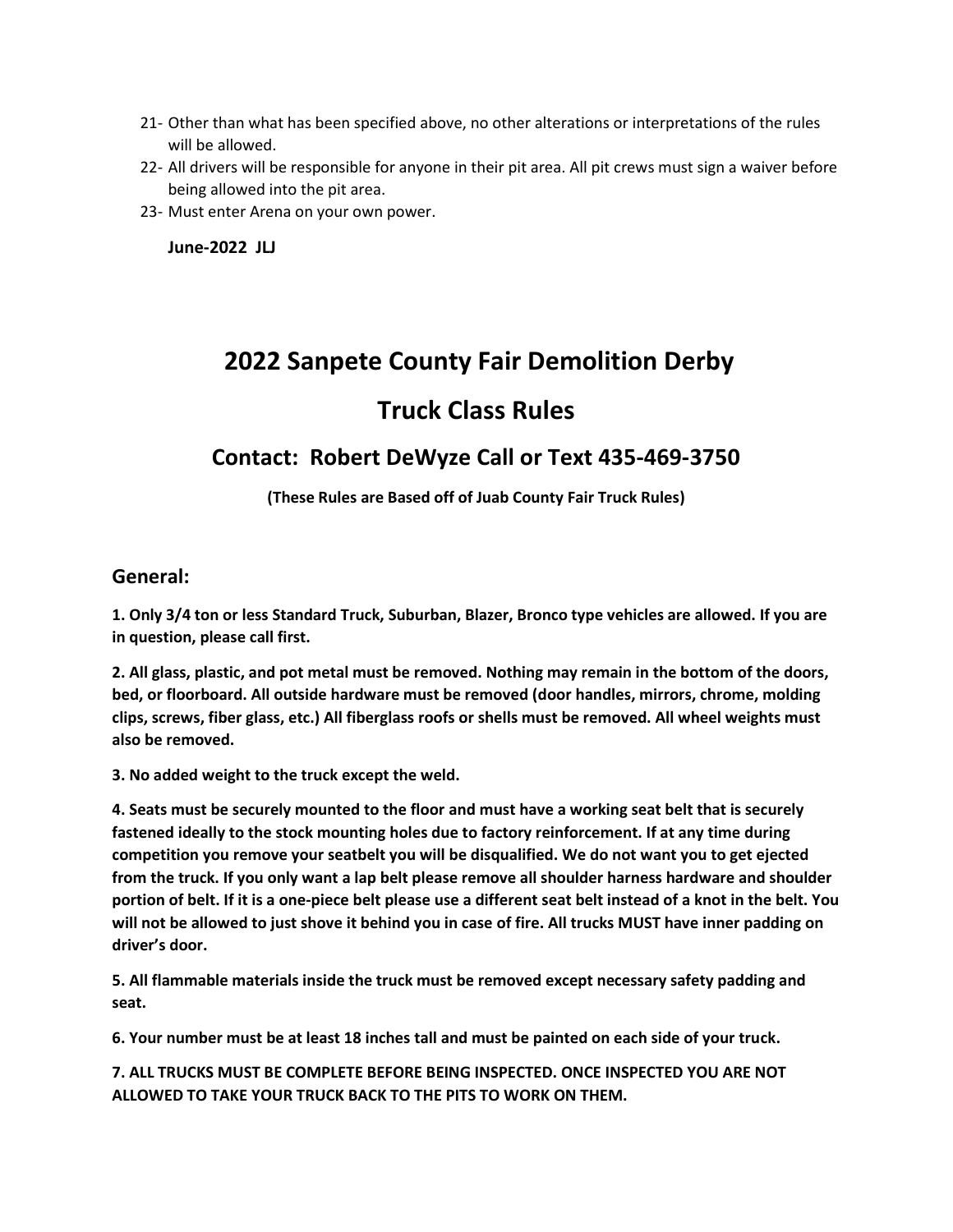21- Other than what has been specified above, no other alterations or interpretations of the rules will be allowed.
22- All drivers will be responsible for anyone in their pit area. All pit crews must sign a waiver before being allowed into the pit area.
23- Must enter Arena on your own power.

**June-2022 JLJ**

# 2022 Sanpete County Fair Demolition Derby

# Truck Class Rules

## Contact: Robert DeWyze Call or Text 435-469-3750

**(These Rules are Based off of Juab County Fair Truck Rules)**

## General:

**1. Only 3/4 ton or less Standard Truck, Suburban, Blazer, Bronco type vehicles are allowed. If you are in question, please call first.**

**2. All glass, plastic, and pot metal must be removed. Nothing may remain in the bottom of the doors, bed, or floorboard. All outside hardware must be removed (door handles, mirrors, chrome, molding clips, screws, fiber glass, etc.) All fiberglass roofs or shells must be removed. All wheel weights must also be removed.**

**3. No added weight to the truck except the weld.**

**4. Seats must be securely mounted to the floor and must have a working seat belt that is securely fastened ideally to the stock mounting holes due to factory reinforcement. If at any time during competition you remove your seatbelt you will be disqualified. We do not want you to get ejected from the truck. If you only want a lap belt please remove all shoulder harness hardware and shoulder portion of belt. If it is a one-piece belt please use a different seat belt instead of a knot in the belt. You will not be allowed to just shove it behind you in case of fire. All trucks MUST have inner padding on driver's door.**

**5. All flammable materials inside the truck must be removed except necessary safety padding and seat.**

**6. Your number must be at least 18 inches tall and must be painted on each side of your truck.**

**7. ALL TRUCKS MUST BE COMPLETE BEFORE BEING INSPECTED. ONCE INSPECTED YOU ARE NOT ALLOWED TO TAKE YOUR TRUCK BACK TO THE PITS TO WORK ON THEM.**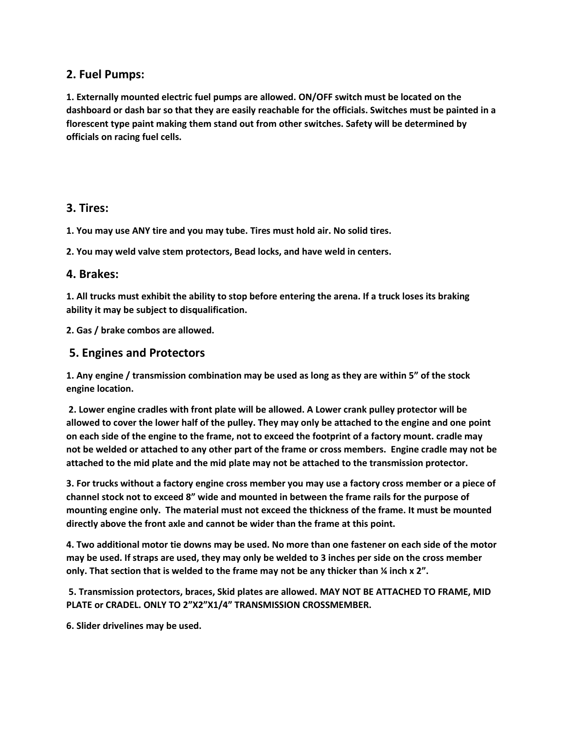## 2. Fuel Pumps:

**1. Externally mounted electric fuel pumps are allowed. ON/OFF switch must be located on the dashboard or dash bar so that they are easily reachable for the officials. Switches must be painted in a florescent type paint making them stand out from other switches. Safety will be determined by officials on racing fuel cells.**

## 3. Tires:

**1. You may use ANY tire and you may tube. Tires must hold air. No solid tires.**

**2. You may weld valve stem protectors, Bead locks, and have weld in centers.**

## 4. Brakes:

**1. All trucks must exhibit the ability to stop before entering the arena. If a truck loses its braking ability it may be subject to disqualification.**

**2. Gas / brake combos are allowed.**

## 5. Engines and Protectors

**1. Any engine / transmission combination may be used as long as they are within 5" of the stock engine location.**

**2. Lower engine cradles with front plate will be allowed. A Lower crank pulley protector will be allowed to cover the lower half of the pulley. They may only be attached to the engine and one point on each side of the engine to the frame, not to exceed the footprint of a factory mount. cradle may not be welded or attached to any other part of the frame or cross members. Engine cradle may not be attached to the mid plate and the mid plate may not be attached to the transmission protector.**

**3. For trucks without a factory engine cross member you may use a factory cross member or a piece of channel stock not to exceed 8" wide and mounted in between the frame rails for the purpose of mounting engine only. The material must not exceed the thickness of the frame. It must be mounted directly above the front axle and cannot be wider than the frame at this point.**

**4. Two additional motor tie downs may be used. No more than one fastener on each side of the motor may be used. If straps are used, they may only be welded to 3 inches per side on the cross member only. That section that is welded to the frame may not be any thicker than ¼ inch x 2".**

**5. Transmission protectors, braces, Skid plates are allowed. MAY NOT BE ATTACHED TO FRAME, MID PLATE or CRADEL. ONLY TO 2"X2"X1/4" TRANSMISSION CROSSMEMBER.**

**6. Slider drivelines may be used.**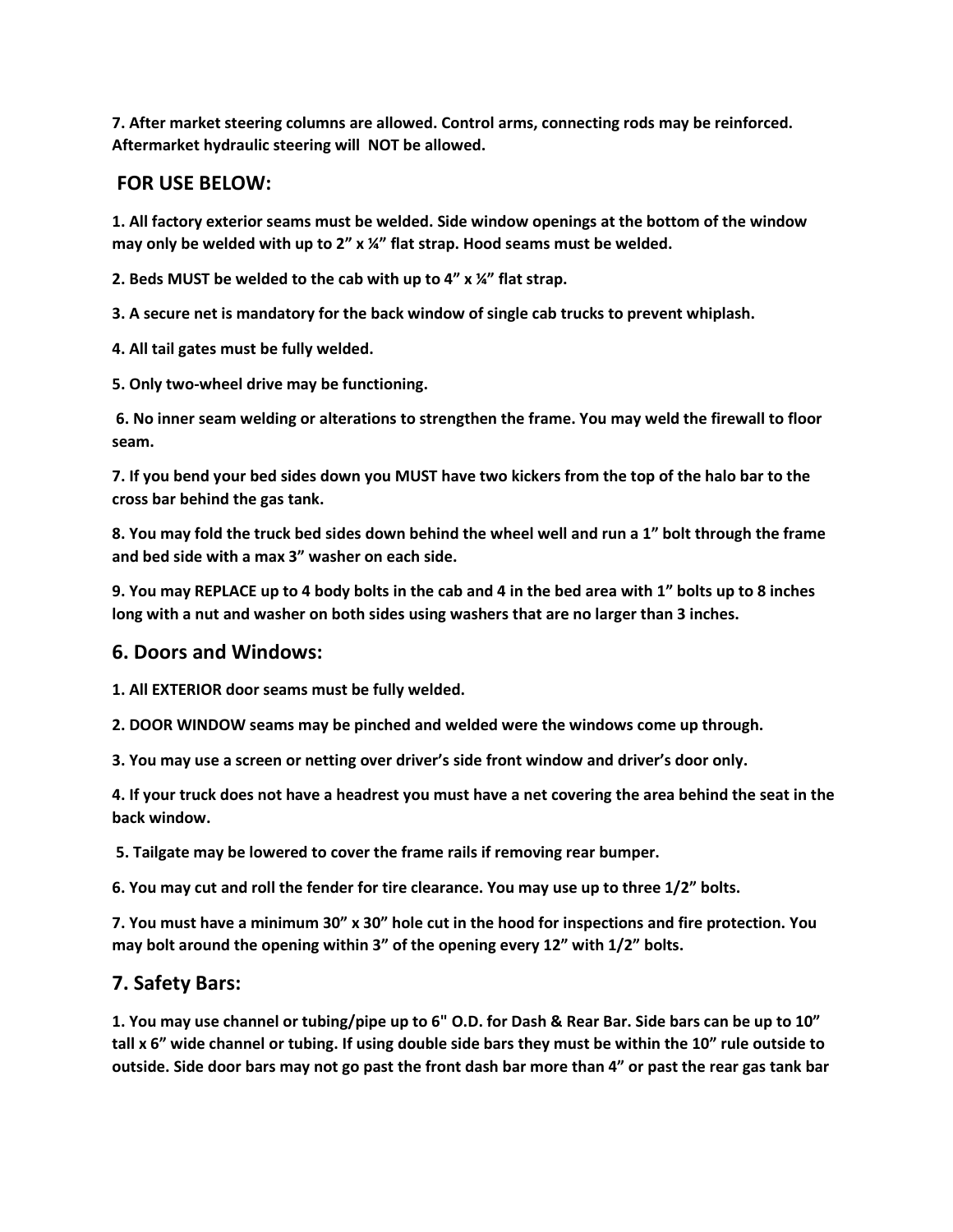**7. After market steering columns are allowed. Control arms, connecting rods may be reinforced. Aftermarket hydraulic steering will NOT be allowed.**

## FOR USE BELOW:

**1. All factory exterior seams must be welded. Side window openings at the bottom of the window may only be welded with up to 2" x ¼" flat strap. Hood seams must be welded.**

**2. Beds MUST be welded to the cab with up to 4" x ¼" flat strap.**

**3. A secure net is mandatory for the back window of single cab trucks to prevent whiplash.**

**4. All tail gates must be fully welded.**

**5. Only two-wheel drive may be functioning.**

**6. No inner seam welding or alterations to strengthen the frame. You may weld the firewall to floor seam.**

**7. If you bend your bed sides down you MUST have two kickers from the top of the halo bar to the cross bar behind the gas tank.**

**8. You may fold the truck bed sides down behind the wheel well and run a 1" bolt through the frame and bed side with a max 3" washer on each side.**

**9. You may REPLACE up to 4 body bolts in the cab and 4 in the bed area with 1" bolts up to 8 inches long with a nut and washer on both sides using washers that are no larger than 3 inches.**

## 6. Doors and Windows:

**1. All EXTERIOR door seams must be fully welded.**

**2. DOOR WINDOW seams may be pinched and welded were the windows come up through.**

**3. You may use a screen or netting over driver's side front window and driver's door only.**

**4. If your truck does not have a headrest you must have a net covering the area behind the seat in the back window.**

**5. Tailgate may be lowered to cover the frame rails if removing rear bumper.**

**6. You may cut and roll the fender for tire clearance. You may use up to three 1/2" bolts.**

**7. You must have a minimum 30" x 30" hole cut in the hood for inspections and fire protection. You may bolt around the opening within 3" of the opening every 12" with 1/2" bolts.**

## 7. Safety Bars:

**1. You may use channel or tubing/pipe up to 6" O.D. for Dash & Rear Bar. Side bars can be up to 10" tall x 6" wide channel or tubing. If using double side bars they must be within the 10" rule outside to outside. Side door bars may not go past the front dash bar more than 4" or past the rear gas tank bar**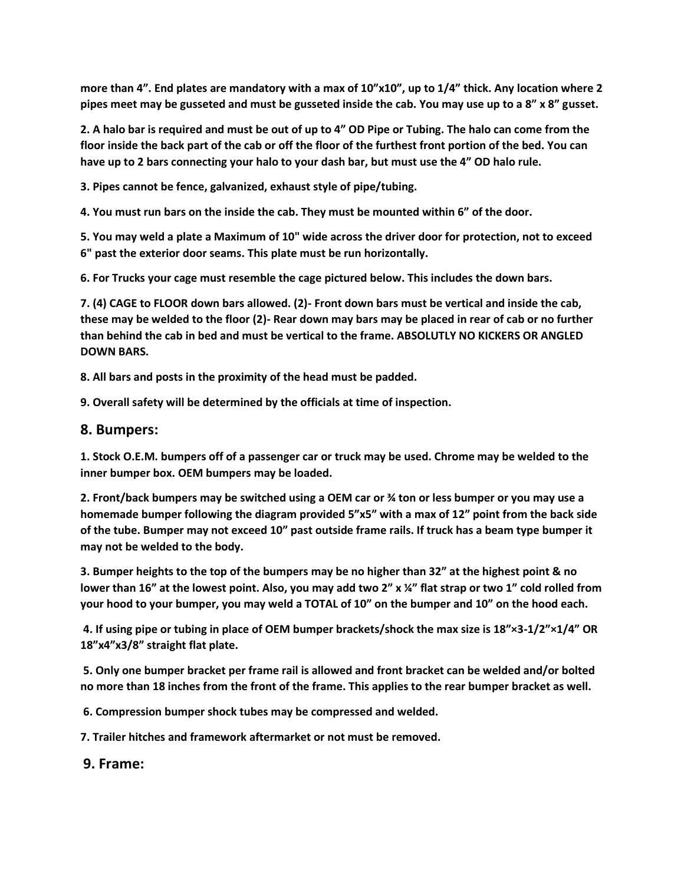**more than 4”. End plates are mandatory with a max of 10”x10”, up to 1/4” thick. Any location where 2 pipes meet may be gusseted and must be gusseted inside the cab. You may use up to a 8” x 8” gusset.**

**2. A halo bar is required and must be out of up to 4” OD Pipe or Tubing. The halo can come from the floor inside the back part of the cab or off the floor of the furthest front portion of the bed. You can have up to 2 bars connecting your halo to your dash bar, but must use the 4” OD halo rule.**

**3. Pipes cannot be fence, galvanized, exhaust style of pipe/tubing.**

**4. You must run bars on the inside the cab. They must be mounted within 6” of the door.**

**5. You may weld a plate a Maximum of 10" wide across the driver door for protection, not to exceed 6" past the exterior door seams. This plate must be run horizontally.**

**6. For Trucks your cage must resemble the cage pictured below. This includes the down bars.**

**7. (4) CAGE to FLOOR down bars allowed. (2)- Front down bars must be vertical and inside the cab, these may be welded to the floor (2)- Rear down may bars may be placed in rear of cab or no further than behind the cab in bed and must be vertical to the frame. ABSOLUTLY NO KICKERS OR ANGLED DOWN BARS.**

**8. All bars and posts in the proximity of the head must be padded.**

**9. Overall safety will be determined by the officials at time of inspection.**

## 8. Bumpers:

**1. Stock O.E.M. bumpers off of a passenger car or truck may be used. Chrome may be welded to the inner bumper box. OEM bumpers may be loaded.**

**2. Front/back bumpers may be switched using a OEM car or ¾ ton or less bumper or you may use a homemade bumper following the diagram provided 5”x5” with a max of 12” point from the back side of the tube. Bumper may not exceed 10” past outside frame rails. If truck has a beam type bumper it may not be welded to the body.**

**3. Bumper heights to the top of the bumpers may be no higher than 32” at the highest point & no lower than 16” at the lowest point. Also, you may add two 2” x ¼” flat strap or two 1” cold rolled from your hood to your bumper, you may weld a TOTAL of 10” on the bumper and 10” on the hood each.**

**4. If using pipe or tubing in place of OEM bumper brackets/shock the max size is 18”×3-1/2”×1/4” OR 18”x4”x3/8” straight flat plate.**

**5. Only one bumper bracket per frame rail is allowed and front bracket can be welded and/or bolted no more than 18 inches from the front of the frame. This applies to the rear bumper bracket as well.**

**6. Compression bumper shock tubes may be compressed and welded.**

**7. Trailer hitches and framework aftermarket or not must be removed.**

## 9. Frame: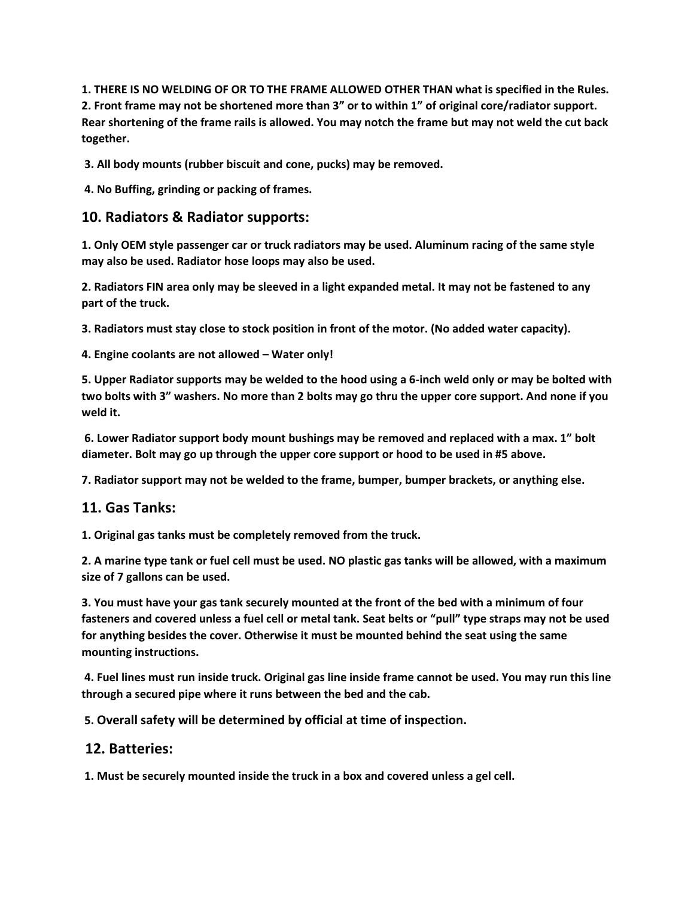**1. THERE IS NO WELDING OF OR TO THE FRAME ALLOWED OTHER THAN what is specified in the Rules.**
**2. Front frame may not be shortened more than 3" or to within 1" of original core/radiator support. Rear shortening of the frame rails is allowed. You may notch the frame but may not weld the cut back together.**

**3. All body mounts (rubber biscuit and cone, pucks) may be removed.**

**4. No Buffing, grinding or packing of frames.**

## 10. Radiators & Radiator supports:

**1. Only OEM style passenger car or truck radiators may be used. Aluminum racing of the same style may also be used. Radiator hose loops may also be used.**

**2. Radiators FIN area only may be sleeved in a light expanded metal. It may not be fastened to any part of the truck.**

**3. Radiators must stay close to stock position in front of the motor. (No added water capacity).**

**4. Engine coolants are not allowed – Water only!**

**5. Upper Radiator supports may be welded to the hood using a 6-inch weld only or may be bolted with two bolts with 3" washers. No more than 2 bolts may go thru the upper core support. And none if you weld it.**

**6. Lower Radiator support body mount bushings may be removed and replaced with a max. 1" bolt diameter. Bolt may go up through the upper core support or hood to be used in #5 above.**

**7. Radiator support may not be welded to the frame, bumper, bumper brackets, or anything else.**

## 11. Gas Tanks:

**1. Original gas tanks must be completely removed from the truck.**

**2. A marine type tank or fuel cell must be used. NO plastic gas tanks will be allowed, with a maximum size of 7 gallons can be used.**

**3. You must have your gas tank securely mounted at the front of the bed with a minimum of four fasteners and covered unless a fuel cell or metal tank. Seat belts or "pull" type straps may not be used for anything besides the cover. Otherwise it must be mounted behind the seat using the same mounting instructions.**

**4. Fuel lines must run inside truck. Original gas line inside frame cannot be used. You may run this line through a secured pipe where it runs between the bed and the cab.**

**5. Overall safety will be determined by official at time of inspection.**

## 12. Batteries:

**1. Must be securely mounted inside the truck in a box and covered unless a gel cell.**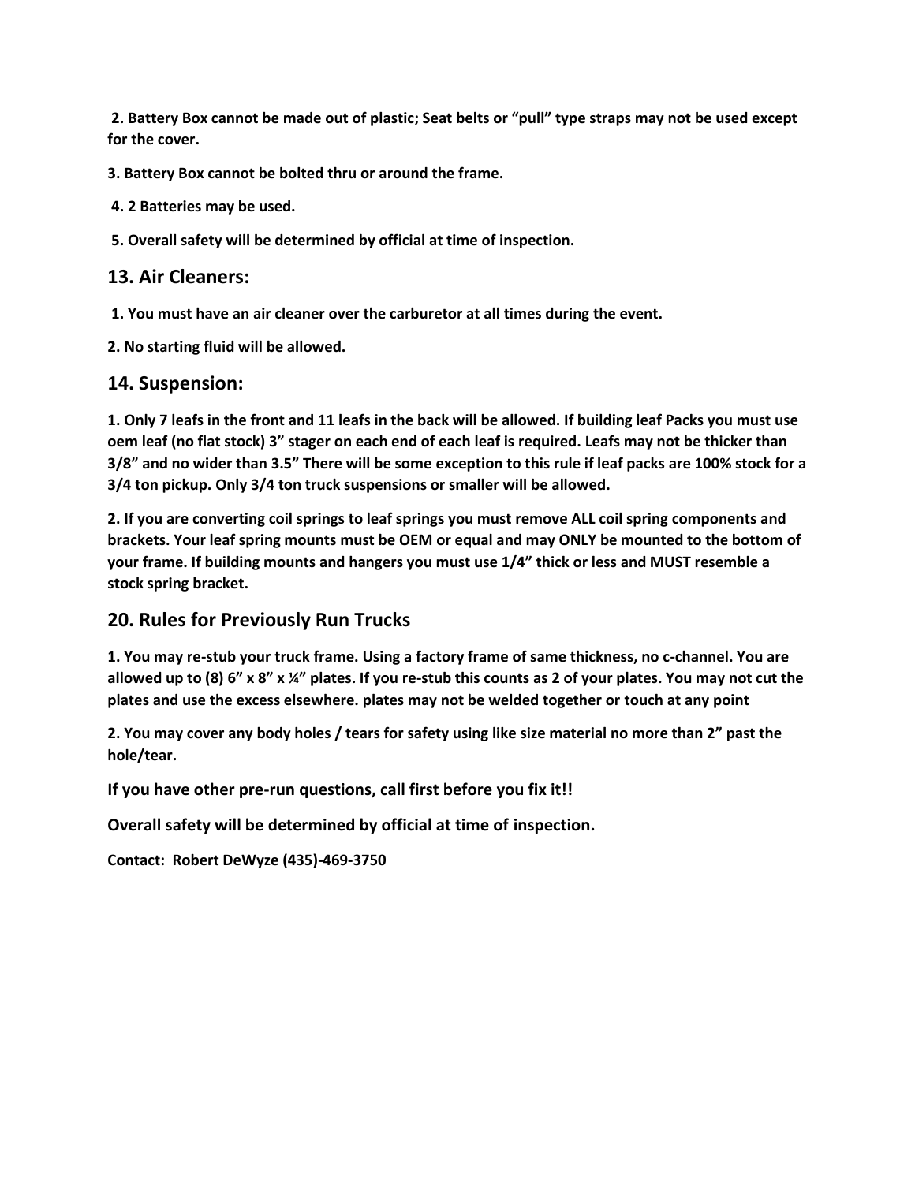**2. Battery Box cannot be made out of plastic; Seat belts or "pull" type straps may not be used except for the cover.**

**3. Battery Box cannot be bolted thru or around the frame.**

**4. 2 Batteries may be used.**

**5. Overall safety will be determined by official at time of inspection.**

## 13. Air Cleaners:

**1. You must have an air cleaner over the carburetor at all times during the event.**

**2. No starting fluid will be allowed.**

## 14. Suspension:

**1. Only 7 leafs in the front and 11 leafs in the back will be allowed. If building leaf Packs you must use oem leaf (no flat stock) 3" stager on each end of each leaf is required. Leafs may not be thicker than 3/8" and no wider than 3.5" There will be some exception to this rule if leaf packs are 100% stock for a 3/4 ton pickup. Only 3/4 ton truck suspensions or smaller will be allowed.**

**2. If you are converting coil springs to leaf springs you must remove ALL coil spring components and brackets. Your leaf spring mounts must be OEM or equal and may ONLY be mounted to the bottom of your frame. If building mounts and hangers you must use 1/4" thick or less and MUST resemble a stock spring bracket.**

## 20. Rules for Previously Run Trucks

**1. You may re-stub your truck frame. Using a factory frame of same thickness, no c-channel. You are allowed up to (8) 6" x 8" x ¼" plates. If you re-stub this counts as 2 of your plates. You may not cut the plates and use the excess elsewhere. plates may not be welded together or touch at any point**

**2. You may cover any body holes / tears for safety using like size material no more than 2" past the hole/tear.**

**If you have other pre-run questions, call first before you fix it!!**

**Overall safety will be determined by official at time of inspection.**

**Contact: Robert DeWyze (435)-469-3750**